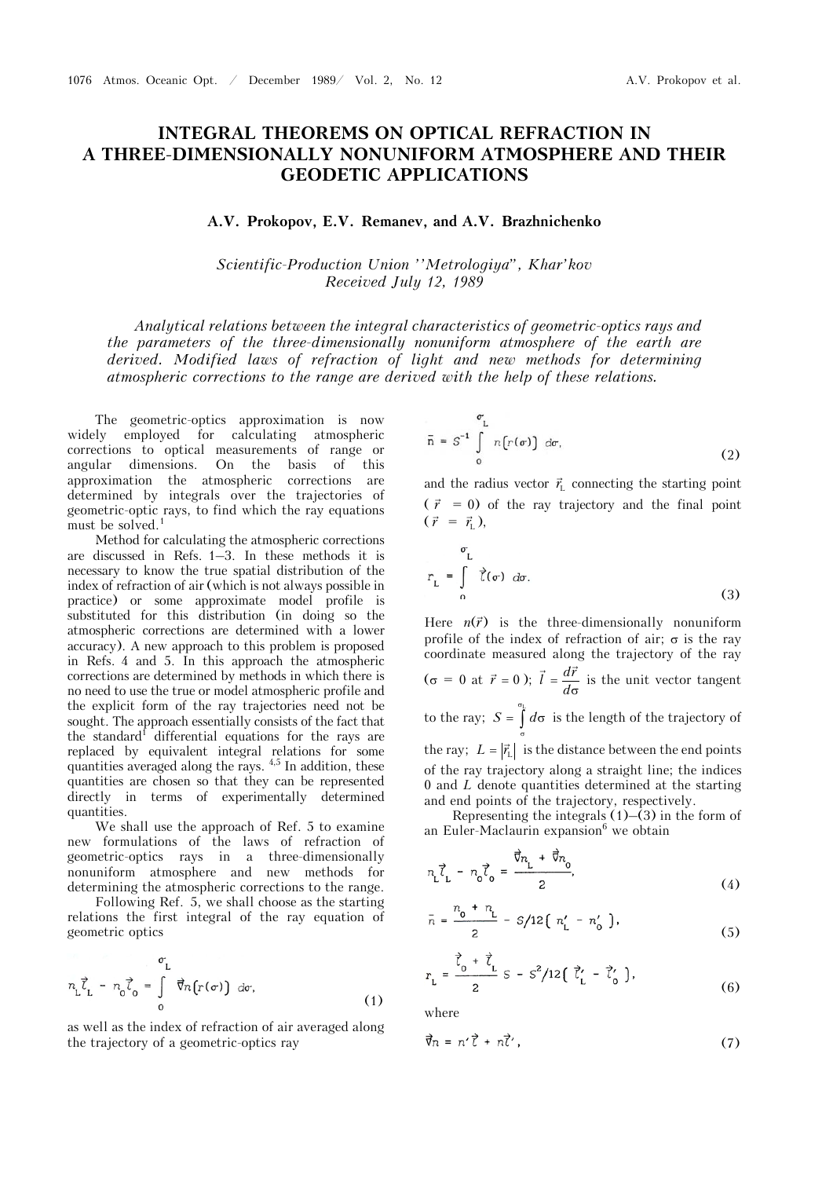# INTEGRAL THEOREMS ON OPTICAL REFRACTION IN A THREE-DIMENSIONALLY NONUNIFORM ATMOSPHERE AND THEIR GEODETIC APPLICATIONS

**A.V. Prokopov, E.V. Remanev, and A.V. Brazhnichenko**

*Scientific-Production Union ''Metrologiya", Khar'kov*
*Received July 12, 1989*

*Analytical relations between the integral characteristics of geometric-optics rays and the parameters of the three-dimensionally nonuniform atmosphere of the earth are derived. Modified laws of refraction of light and new methods for determining atmospheric corrections to the range are derived with the help of these relations.*

The geometric-optics approximation is now widely employed for calculating atmospheric corrections to optical measurements of range or angular dimensions. On the basis of this approximation the atmospheric corrections are determined by integrals over the trajectories of geometric-optic rays, to find which the ray equations must be solved.[1]

Method for calculating the atmospheric corrections are discussed in Refs. 1–3. In these methods it is necessary to know the true spatial distribution of the index of refraction of air (which is not always possible in practice) or some approximate model profile is substituted for this distribution (in doing so the atmospheric corrections are determined with a lower accuracy). A new approach to this problem is proposed in Refs. 4 and 5. In this approach the atmospheric corrections are determined by methods in which there is no need to use the true or model atmospheric profile and the explicit form of the ray trajectories need not be sought. The approach essentially consists of the fact that the standard[1] differential equations for the rays are replaced by equivalent integral relations for some quantities averaged along the rays.[4,5] In addition, these quantities are chosen so that they can be represented directly in terms of experimentally determined quantities.

We shall use the approach of Ref. 5 to examine new formulations of the laws of refraction of geometric-optics rays in a three-dimensionally nonuniform atmosphere and new methods for determining the atmospheric corrections to the range.

Following Ref. 5, we shall choose as the starting relations the first integral of the ray equation of geometric optics

$$n_L\vec{l}_L - n_0\vec{l}_0 = \int\limits_0^{\sigma_L} \vec{\nabla} n\left(r(\sigma)\right)\, d\sigma, \tag{1}$$

as well as the index of refraction of air averaged along the trajectory of a geometric-optics ray

$$\bar{n} = S^{-1}\int\limits_0^{\sigma_L} n\left[r(\sigma)\right]\, d\sigma, \tag{2}$$

and the radius vector $\vec{r}_L$ connecting the starting point ($\vec{r} = 0$) of the ray trajectory and the final point ($\vec{r} = \vec{r}_L$),

$$r_L = \int\limits_0^{\sigma_L} \vec{l}(\sigma)\, d\sigma. \tag{3}$$

Here $n(\vec{r})$ is the three-dimensionally nonuniform profile of the index of refraction of air; $\sigma$ is the ray coordinate measured along the trajectory of the ray ($\sigma = 0$ at $\vec{r} = 0$); $\vec{l} = \dfrac{d\vec{r}}{d\sigma}$ is the unit vector tangent to the ray; $S = \int\limits_{\sigma}^{\sigma_L} d\sigma$ is the length of the trajectory of the ray; $L = |\vec{r}_L|$ is the distance between the end points of the ray trajectory along a straight line; the indices 0 and $L$ denote quantities determined at the starting and end points of the trajectory, respectively.

Representing the integrals (1)–(3) in the form of an Euler-Maclaurin expansion[6] we obtain

$$n_L\vec{l}_L - n_0\vec{l}_0 = \frac{\vec{\nabla} n_L + \vec{\nabla} n_0}{2}, \tag{4}$$

$$\bar{n} = \frac{n_0 + n_L}{2} - S/12\left(n'_L - n'_0\right), \tag{5}$$

$$r_L = \frac{\vec{l}_0 + \vec{l}_L}{2} S - S^2/12\left(\vec{l}'_L - \vec{l}'_0\right), \tag{6}$$

where

$$\vec{\nabla} n = n'\vec{l} + n\vec{l}', \tag{7}$$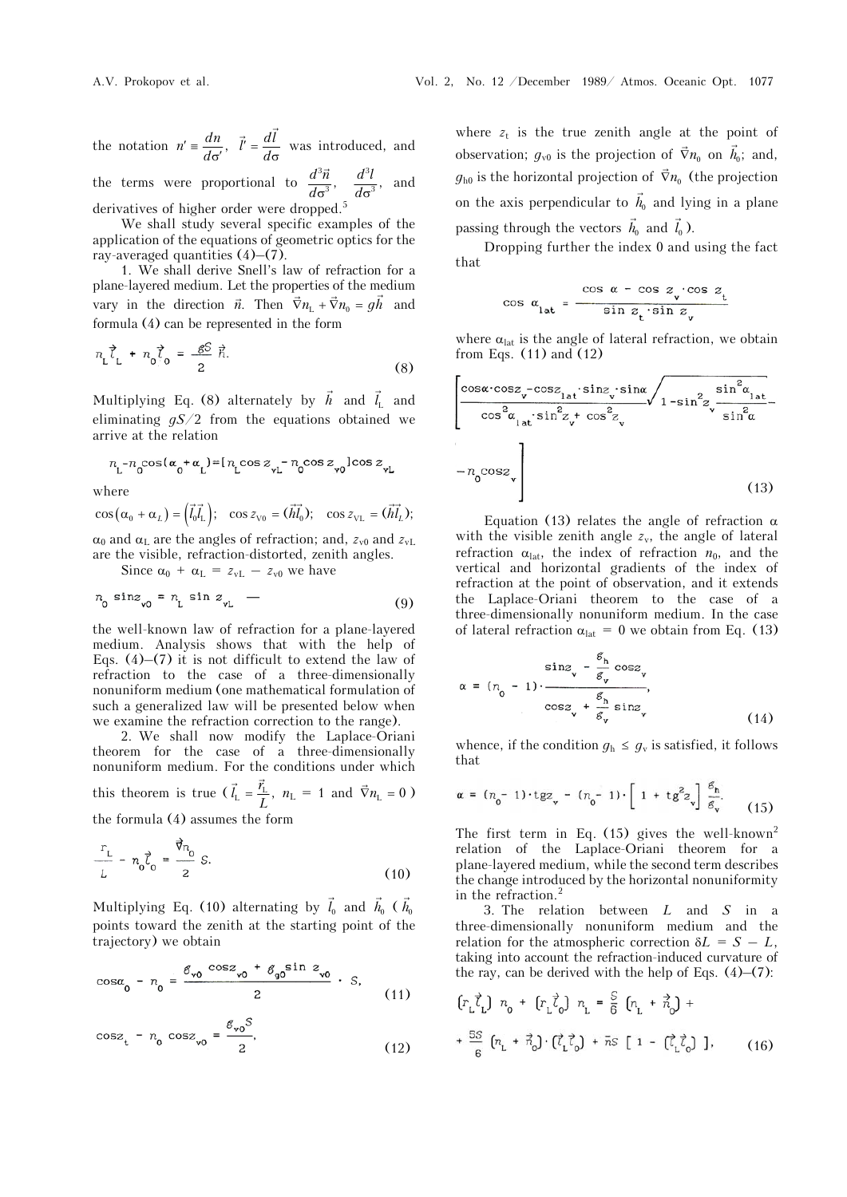the notation $n' \equiv \frac{dn}{d\sigma'}$, $\vec{l}' = \frac{d\vec{l}}{d\sigma}$ was introduced, and the terms were proportional to $\frac{d^3\vec{n}}{d\sigma^3}$, $\frac{d^3 l}{d\sigma^3}$, and derivatives of higher order were dropped.[5]

We shall study several specific examples of the application of the equations of geometric optics for the ray-averaged quantities (4)–(7).

1. We shall derive Snell's law of refraction for a plane-layered medium. Let the properties of the medium vary in the direction $\vec{n}$. Then $\vec{\nabla}n_L + \vec{\nabla}n_0 = g\vec{h}$ and formula (4) can be represented in the form

$$n_L\vec{l}_L + n_0\vec{l}_0 = \frac{gS}{2}\vec{h}. \tag{8}$$

Multiplying Eq. (8) alternately by $\vec{h}$ and $\vec{l}_L$ and eliminating $gS/2$ from the equations obtained we arrive at the relation

$$n_L - n_0\cos(\alpha_0 + \alpha_L) = [n_L\cos z_{vL} - n_0\cos z_{v0}]\cos z_{vL}$$

where

$\cos(\alpha_0 + \alpha_L) = (\vec{l}_0\vec{l}_L)$; $\cos z_{V0} = (\vec{h}\vec{l}_0)$; $\cos z_{VL} = (\vec{h}\vec{l}_L)$;

$\alpha_0$ and $\alpha_L$ are the angles of refraction; and, $z_{v0}$ and $z_{vL}$ are the visible, refraction-distorted, zenith angles.

Since $\alpha_0 + \alpha_L = z_{vL} - z_{v0}$ we have

$$n_0 \sin z_{v0} = n_L \sin z_{vL} \quad - \tag{9}$$

the well-known law of refraction for a plane-layered medium. Analysis shows that with the help of Eqs. (4)–(7) it is not difficult to extend the law of refraction to the case of a three-dimensionally nonuniform medium (one mathematical formulation of such a generalized law will be presented below when we examine the refraction correction to the range).

2. We shall now modify the Laplace-Oriani theorem for the case of a three-dimensionally nonuniform medium. For the conditions under which this theorem is true ($\vec{l}_L = \frac{\vec{r}_L}{L}$, $n_L = 1$ and $\vec{\nabla}n_L = 0$) the formula (4) assumes the form

$$\frac{\vec{r}_L}{L} - n_0\vec{l}_0 = \frac{\vec{\nabla}n_0}{2}S. \tag{10}$$

Multiplying Eq. (10) alternating by $\vec{l}_0$ and $\vec{h}_0$ ($\vec{h}_0$ points toward the zenith at the starting point of the trajectory) we obtain

$$\cos\alpha_0 - n_0 = \frac{g_{v0}\cos z_{v0} + g_{g0}\sin z_{v0}}{2}\cdot S, \tag{11}$$

$$\cos z_t - n_0\cos z_{v0} = \frac{g_{v0}S}{2}, \tag{12}$$

where $z_t$ is the true zenith angle at the point of observation; $g_{v0}$ is the projection of $\vec{\nabla}n_0$ on $\vec{h}_0$; and, $g_{h0}$ is the horizontal projection of $\vec{\nabla}n_0$ (the projection on the axis perpendicular to $\vec{h}_0$ and lying in a plane passing through the vectors $\vec{h}_0$ and $\vec{l}_0$).

Dropping further the index 0 and using the fact that

$$\cos\alpha_{lat} = \frac{\cos\alpha - \cos z_v\cdot\cos z_t}{\sin z_t\cdot\sin z_v}$$

where $\alpha_{lat}$ is the angle of lateral refraction, we obtain from Eqs. (11) and (12)

$$\left[\frac{\cos\alpha\cdot\cos z_v - \cos z_{lat}\cdot\sin z_v\cdot\sin\alpha}{\cos^2\alpha_{lat}\cdot\sin^2 z_v + \cos^2 z_v}\sqrt{1 - \sin^2 z_v\frac{\sin^2\alpha_{lat}}{\sin^2\alpha}} - n_0\cos z_v\right] \tag{13}$$

Equation (13) relates the angle of refraction $\alpha$ with the visible zenith angle $z_v$, the angle of lateral refraction $\alpha_{lat}$, the index of refraction $n_0$, and the vertical and horizontal gradients of the index of refraction at the point of observation, and it extends the Laplace-Oriani theorem to the case of a three-dimensionally nonuniform medium. In the case of lateral refraction $\alpha_{lat} = 0$ we obtain from Eq. (13)

$$\alpha = (n_0 - 1)\cdot\frac{\sin z_v - \frac{g_h}{g_v}\cos z_v}{\cos z_v + \frac{g_h}{g_v}\sin z_v}, \tag{14}$$

whence, if the condition $g_h \le g_v$ is satisfied, it follows that

$$\alpha = (n_0 - 1)\cdot \mathrm{tg}z_v - (n_0 - 1)\cdot\left[1 + \mathrm{tg}^2 z_v\right]\frac{g_h}{g_v}. \tag{15}$$

The first term in Eq. (15) gives the well-known[2] relation of the Laplace-Oriani theorem for a plane-layered medium, while the second term describes the change introduced by the horizontal nonuniformity in the refraction.[2]

3. The relation between $L$ and $S$ in a three-dimensionally nonuniform medium and the relation for the atmospheric correction $\delta L = S - L$, taking into account the refraction-induced curvature of the ray, can be derived with the help of Eqs. (4)–(7):

$$\left(r_L\vec{l}_L\right)n_0 + \left(r_L\vec{l}_0\right)n_L = \frac{S}{6}\left(r_L + \vec{n}_0\right) + \frac{SS}{6}\left(n_L + \vec{n}_0\right)\cdot\left(\vec{l}_L\vec{l}_0\right) + \bar{n}S\left[1 - \left(\vec{l}_L\vec{l}_0\right)\right], \tag{16}$$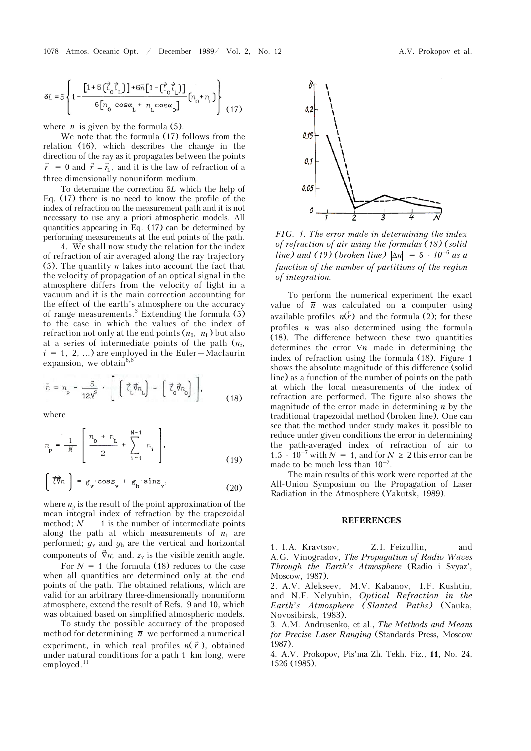$$\delta L = S\left\{1 - \frac{[1 + 5(\vec{l}_0\vec{l}_L)] + 6\bar{n}[1 - (\vec{l}_0\vec{l}_L)]}{6[n_0\cos\alpha_L + n_L\cos\alpha_0]}(n_0 + n_L)\right\} \tag{17}$$

where $\bar{n}$ is given by the formula (5).

We note that the formula (17) follows from the relation (16), which describes the change in the direction of the ray as it propagates between the points $\vec{r} = 0$ and $\vec{r} = \vec{r}_L$, and it is the law of refraction of a three-dimensionally nonuniform medium.

To determine the correction $\delta L$ which the help of Eq. (17) there is no need to know the profile of the index of refraction on the measurement path and it is not necessary to use any a priori atmospheric models. All quantities appearing in Eq. (17) can be determined by performing measurements at the end points of the path.

4. We shall now study the relation for the index of refraction of air averaged along the ray trajectory (5). The quantity $n$ takes into account the fact that the velocity of propagation of an optical signal in the atmosphere differs from the velocity of light in a vacuum and it is the main correction accounting for the effect of the earth's atmosphere on the accuracy of range measurements.[3] Extending the formula (5) to the case in which the values of the index of refraction not only at the end points ($n_0$, $n_L$) but also at a series of intermediate points of the path ($n_i$, $i = 1, 2, \ldots$) are employed in the Euler–Maclaurin expansion, we obtain[6,8]

$$\bar{n} = n_p - \frac{S}{12N^2}\cdot\left[\left(\vec{l}_L\vec{\nabla}n_L\right) - \left(\vec{l}_0\vec{\nabla}n_0\right)\right], \tag{18}$$

where

$$n_p = \frac{1}{N}\left[\frac{n_0 + n_L}{2} + \sum_{i=1}^{N-1} n_i\right], \tag{19}$$

$$\left(\vec{l}\vec{\nabla}n\right) = g_v\cdot\cos z_v + g_h\cdot\sin z_v, \tag{20}$$

where $n_p$ is the result of the point approximation of the mean integral index of refraction by the trapezoidal method; $N - 1$ is the number of intermediate points along the path at which measurements of $n_1$ are performed; $g_v$ and $g_h$ are the vertical and horizontal components of $\vec{\nabla}n$; and, $z_v$ is the visible zenith angle.

For $N = 1$ the formula (18) reduces to the case when all quantities are determined only at the end points of the path. The obtained relations, which are valid for an arbitrary three-dimensionally nonuniform atmosphere, extend the result of Refs. 9 and 10, which was obtained based on simplified atmospheric models.

To study the possible accuracy of the proposed method for determining $\bar{n}$ we performed a numerical experiment, in which real profiles $n(\vec{r})$, obtained under natural conditions for a path 1 km long, were employed.[11]

*FIG. 1. The error made in determining the index of refraction of air using the formulas (18) (solid line) and (19) (broken line) $|\Delta n| = \delta\cdot 10^{-6}$ as a function of the number of partitions of the region of integration.*

To perform the numerical experiment the exact value of $\bar{n}$ was calculated on a computer using available profiles $n(\vec{r})$ and the formula (2); for these profiles $\bar{n}$ was also determined using the formula (18). The difference between these two quantities determines the error $\nabla\bar{n}$ made in determining the index of refraction using the formula (18). Figure 1 shows the absolute magnitude of this difference (solid line) as a function of the number of points on the path at which the local measurements of the index of refraction are performed. The figure also shows the magnitude of the error made in determining $n$ by the traditional trapezoidal method (broken line). One can see that the method under study makes it possible to reduce under given conditions the error in determining the path-averaged index of refraction of air to $1.5\cdot 10^{-7}$ with $N = 1$, and for $N \geq 2$ this error can be made to be much less than $10^{-7}$.

The main results of this work were reported at the All-Union Symposium on the Propagation of Laser Radiation in the Atmosphere (Yakutsk, 1989).

## REFERENCES

1. I.A. Kravtsov, Z.I. Feizullin, and A.G. Vinogradov, *The Propagation of Radio Waves Through the Earth's Atmosphere* (Radio i Svyaz', Moscow, 1987).
2. A.V. Alekseev, M.V. Kabanov, I.F. Kushtin, and N.F. Nelyubin, *Optical Refraction in the Earth's Atmosphere (Slanted Paths)* (Nauka, Novosibirsk, 1983).
3. A.M. Andrusenko, et al., *The Methods and Means for Precise Laser Ranging* (Standards Press, Moscow 1987).
4. A.V. Prokopov, Pis'ma Zh. Tekh. Fiz., **11**, No. 24, 1526 (1985).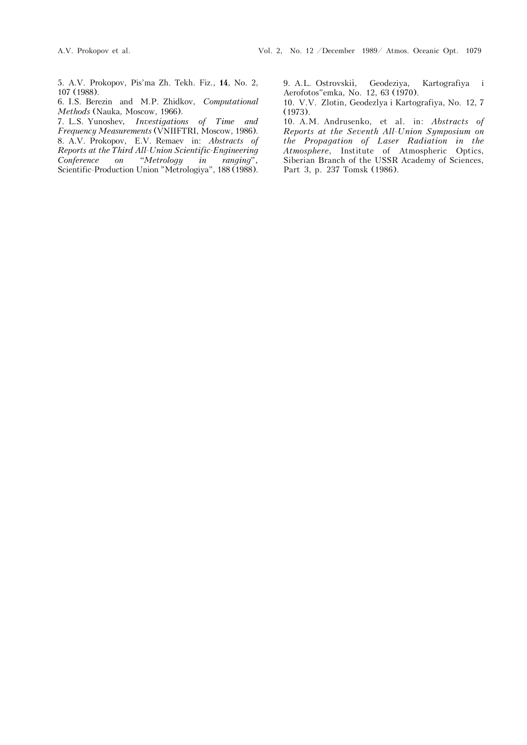5. A.V. Prokopov, Pis'ma Zh. Tekh. Fiz., **14**, No. 2, 107 (1988).

6. I.S. Berezin and M.P. Zhidkov, *Computational Methods* (Nauka, Moscow, 1966).

7. L.S. Yunoshev, *Investigations of Time and Frequency Measurements* (VNIIFTRI, Moscow, 1986).

8. A.V. Prokopov, E.V. Remaev in: *Abstracts of Reports at the Third All-Union Scientific-Engineering Conference on "Metrology in ranging"*, Scientific-Production Union "Metrologiya", 188 (1988).

9. A.L. Ostrovskii, Geodeziya, Kartografiya i Aerofotos"emka, No. 12, 63 (1970).

10. V.V. Zlotin, Geodezlya i Kartografiya, No. 12, 7 (1973).

10. A.M. Andrusenko, et al. in: *Abstracts of Reports at the Seventh All-Union Symposium on the Propagation of Laser Radiation in the Atmosphere*, Institute of Atmospheric Optics, Siberian Branch of the USSR Academy of Sciences, Part 3, p. 237 Tomsk (1986).